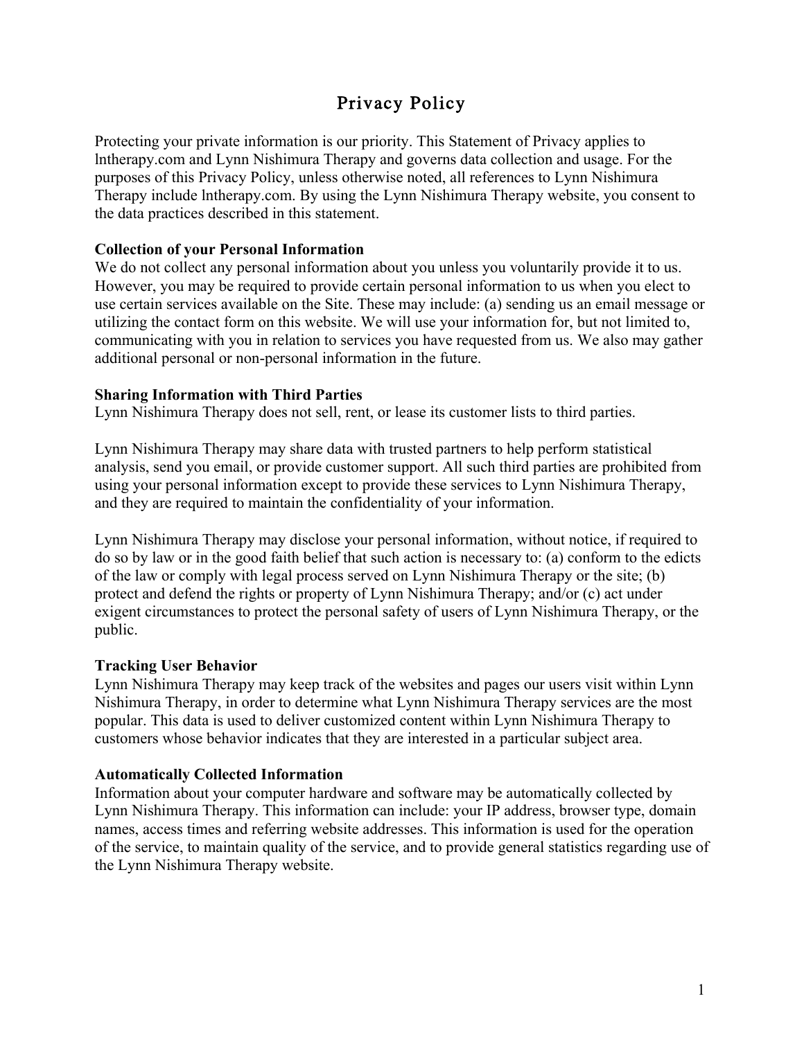# Privacy Policy

Protecting your private information is our priority. This Statement of Privacy applies to lntherapy.com and Lynn Nishimura Therapy and governs data collection and usage. For the purposes of this Privacy Policy, unless otherwise noted, all references to Lynn Nishimura Therapy include lntherapy.com. By using the Lynn Nishimura Therapy website, you consent to the data practices described in this statement.

**Collection of your Personal Information**

We do not collect any personal information about you unless you voluntarily provide it to us. However, you may be required to provide certain personal information to us when you elect to use certain services available on the Site. These may include: (a) sending us an email message or utilizing the contact form on this website. We will use your information for, but not limited to, communicating with you in relation to services you have requested from us. We also may gather additional personal or non-personal information in the future.

**Sharing Information with Third Parties**

Lynn Nishimura Therapy does not sell, rent, or lease its customer lists to third parties.

Lynn Nishimura Therapy may share data with trusted partners to help perform statistical analysis, send you email, or provide customer support. All such third parties are prohibited from using your personal information except to provide these services to Lynn Nishimura Therapy, and they are required to maintain the confidentiality of your information.

Lynn Nishimura Therapy may disclose your personal information, without notice, if required to do so by law or in the good faith belief that such action is necessary to: (a) conform to the edicts of the law or comply with legal process served on Lynn Nishimura Therapy or the site; (b) protect and defend the rights or property of Lynn Nishimura Therapy; and/or (c) act under exigent circumstances to protect the personal safety of users of Lynn Nishimura Therapy, or the public.

**Tracking User Behavior**

Lynn Nishimura Therapy may keep track of the websites and pages our users visit within Lynn Nishimura Therapy, in order to determine what Lynn Nishimura Therapy services are the most popular. This data is used to deliver customized content within Lynn Nishimura Therapy to customers whose behavior indicates that they are interested in a particular subject area.

**Automatically Collected Information**

Information about your computer hardware and software may be automatically collected by Lynn Nishimura Therapy. This information can include: your IP address, browser type, domain names, access times and referring website addresses. This information is used for the operation of the service, to maintain quality of the service, and to provide general statistics regarding use of the Lynn Nishimura Therapy website.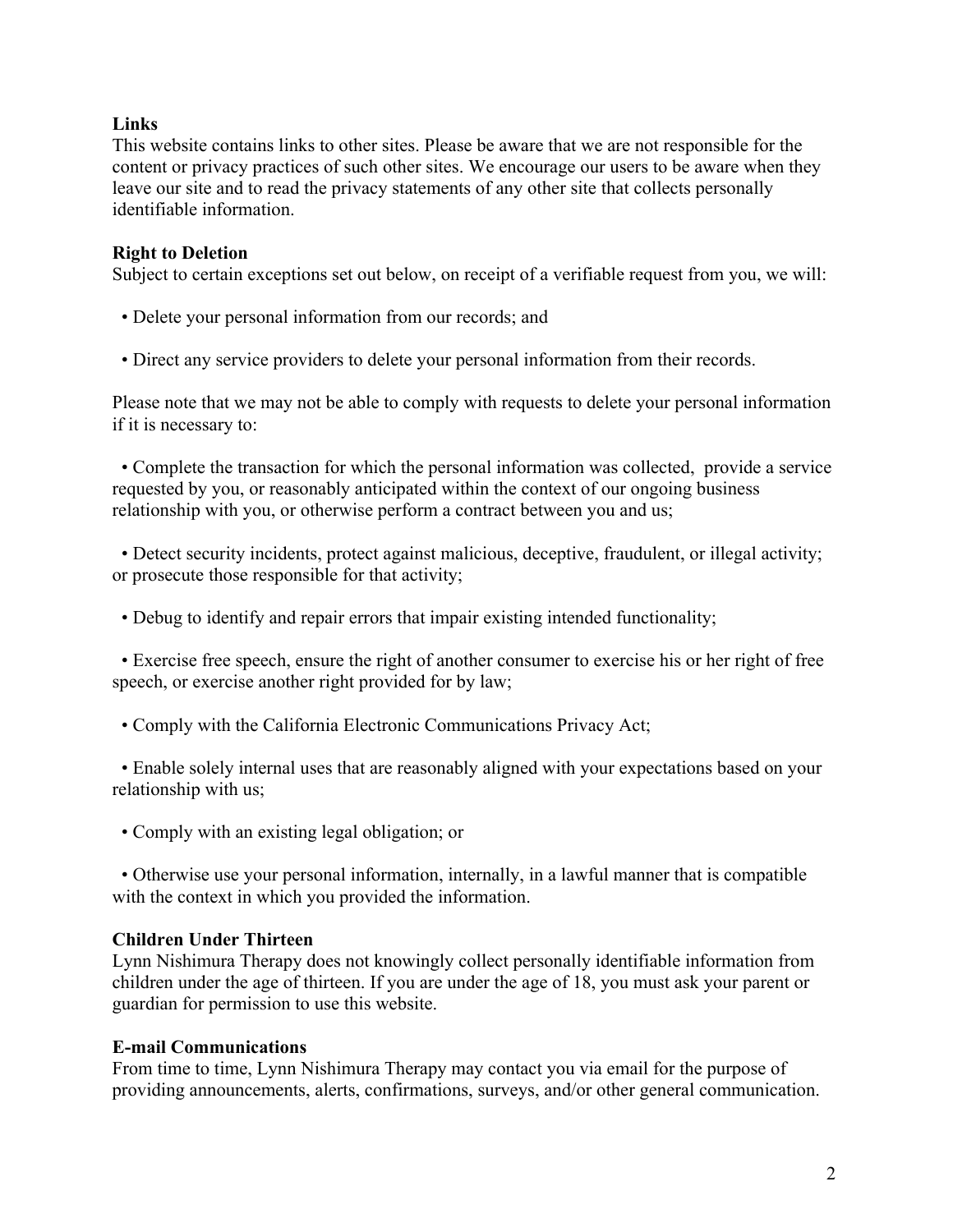**Links**
This website contains links to other sites. Please be aware that we are not responsible for the content or privacy practices of such other sites. We encourage our users to be aware when they leave our site and to read the privacy statements of any other site that collects personally identifiable information.

**Right to Deletion**
Subject to certain exceptions set out below, on receipt of a verifiable request from you, we will:

- Delete your personal information from our records; and
- Direct any service providers to delete your personal information from their records.

Please note that we may not be able to comply with requests to delete your personal information if it is necessary to:

- Complete the transaction for which the personal information was collected, provide a service requested by you, or reasonably anticipated within the context of our ongoing business relationship with you, or otherwise perform a contract between you and us;
- Detect security incidents, protect against malicious, deceptive, fraudulent, or illegal activity; or prosecute those responsible for that activity;
- Debug to identify and repair errors that impair existing intended functionality;
- Exercise free speech, ensure the right of another consumer to exercise his or her right of free speech, or exercise another right provided for by law;
- Comply with the California Electronic Communications Privacy Act;
- Enable solely internal uses that are reasonably aligned with your expectations based on your relationship with us;
- Comply with an existing legal obligation; or
- Otherwise use your personal information, internally, in a lawful manner that is compatible with the context in which you provided the information.

**Children Under Thirteen**
Lynn Nishimura Therapy does not knowingly collect personally identifiable information from children under the age of thirteen. If you are under the age of 18, you must ask your parent or guardian for permission to use this website.

**E-mail Communications**
From time to time, Lynn Nishimura Therapy may contact you via email for the purpose of providing announcements, alerts, confirmations, surveys, and/or other general communication.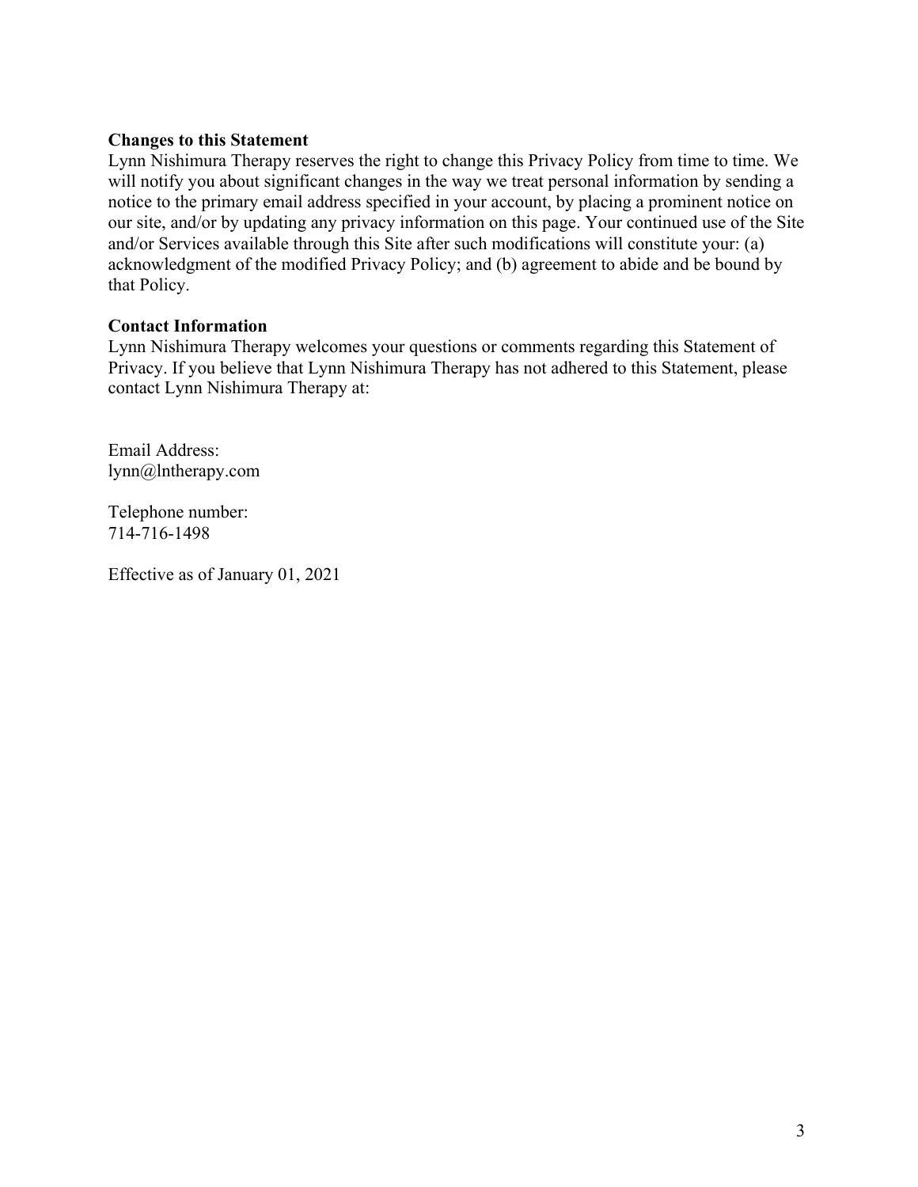**Changes to this Statement**

Lynn Nishimura Therapy reserves the right to change this Privacy Policy from time to time. We will notify you about significant changes in the way we treat personal information by sending a notice to the primary email address specified in your account, by placing a prominent notice on our site, and/or by updating any privacy information on this page. Your continued use of the Site and/or Services available through this Site after such modifications will constitute your: (a) acknowledgment of the modified Privacy Policy; and (b) agreement to abide and be bound by that Policy.

**Contact Information**

Lynn Nishimura Therapy welcomes your questions or comments regarding this Statement of Privacy. If you believe that Lynn Nishimura Therapy has not adhered to this Statement, please contact Lynn Nishimura Therapy at:

Email Address:
lynn@lntherapy.com

Telephone number:
714-716-1498

Effective as of January 01, 2021